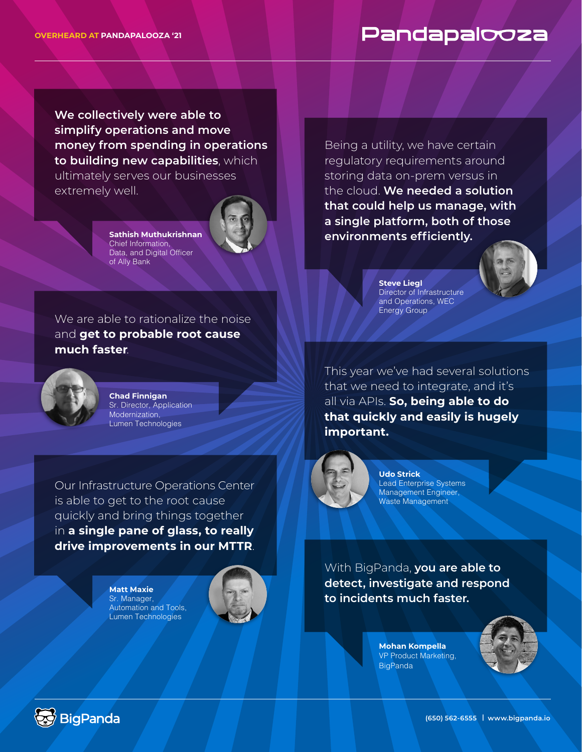**OVERHEARD AT PANDAPALOOZA '21**

# Pandapalooza

We collectively were able to **simplify operations and move money from spending in operations to building new capabilities**, which ultimately serves our businesses extremely well.

**Sathish Muthukrishnan**
Chief Information, Data, and Digital Officer of Ally Bank

We are able to rationalize the noise and **get to probable root cause much faster**.

**Chad Finnigan**
Sr. Director, Application Modernization, Lumen Technologies

Our Infrastructure Operations Center is able to get to the root cause quickly and bring things together in **a single pane of glass, to really drive improvements in our MTTR**.

**Matt Maxie**
Sr. Manager, Automation and Tools, Lumen Technologies

Being a utility, we have certain regulatory requirements around storing data on-prem versus in the cloud. **We needed a solution that could help us manage, with a single platform, both of those environments efficiently.**

**Steve Liegl**
Director of Infrastructure and Operations, WEC Energy Group

This year we've had several solutions that we need to integrate, and it's all via APIs. **So, being able to do that quickly and easily is hugely important.**

**Udo Strick**
Lead Enterprise Systems Management Engineer, Waste Management

With BigPanda, **you are able to detect, investigate and respond to incidents much faster.**

**Mohan Kompella**
VP Product Marketing, BigPanda

BigPanda

(650) 562-6555 | www.bigpanda.io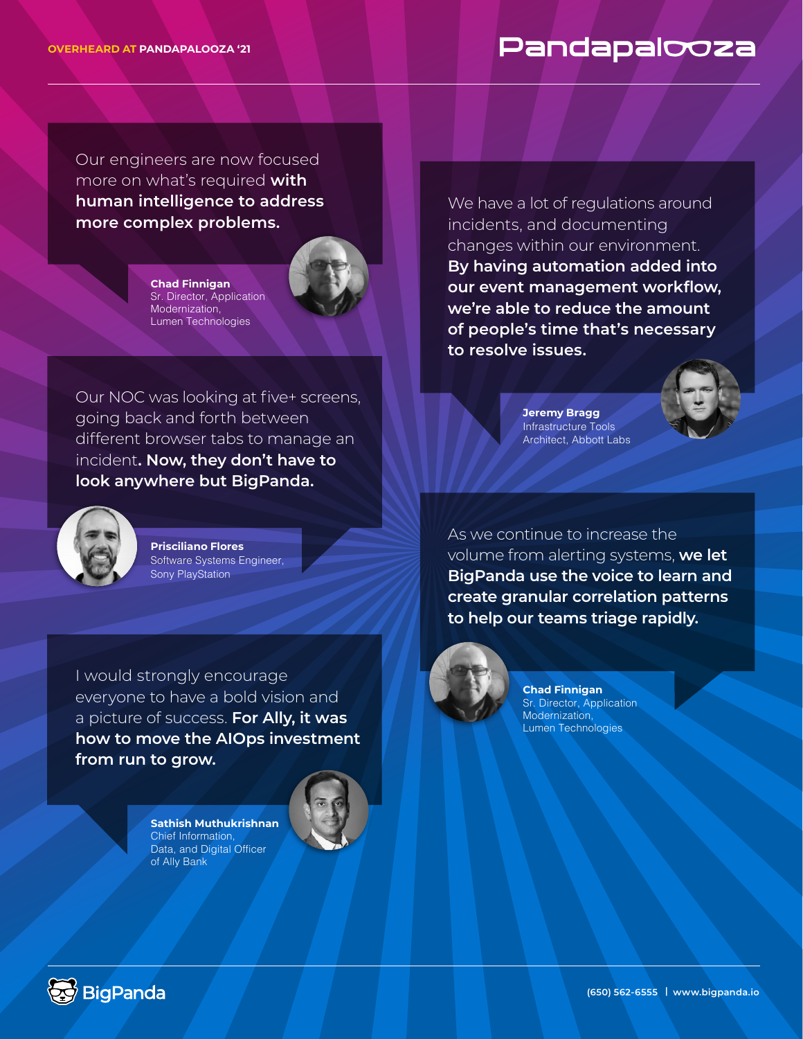**OVERHEARD AT PANDAPALOOZA '21**

# Pandapalooza

Our engineers are now focused more on what's required **with human intelligence to address more complex problems.**

**Chad Finnigan**
Sr. Director, Application Modernization,
Lumen Technologies

Our NOC was looking at five+ screens, going back and forth between different browser tabs to manage an incident**. Now, they don't have to look anywhere but BigPanda.**

**Prisciliano Flores**
Software Systems Engineer,
Sony PlayStation

I would strongly encourage everyone to have a bold vision and a picture of success. **For Ally, it was how to move the AIOps investment from run to grow.**

**Sathish Muthukrishnan**
Chief Information, Data, and Digital Officer
of Ally Bank

We have a lot of regulations around incidents, and documenting changes within our environment. **By having automation added into our event management workflow, we're able to reduce the amount of people's time that's necessary to resolve issues.**

**Jeremy Bragg**
Infrastructure Tools Architect, Abbott Labs

As we continue to increase the volume from alerting systems, **we let BigPanda use the voice to learn and create granular correlation patterns to help our teams triage rapidly.**

**Chad Finnigan**
Sr. Director, Application Modernization,
Lumen Technologies

BigPanda

(650) 562-6555 | www.bigpanda.io